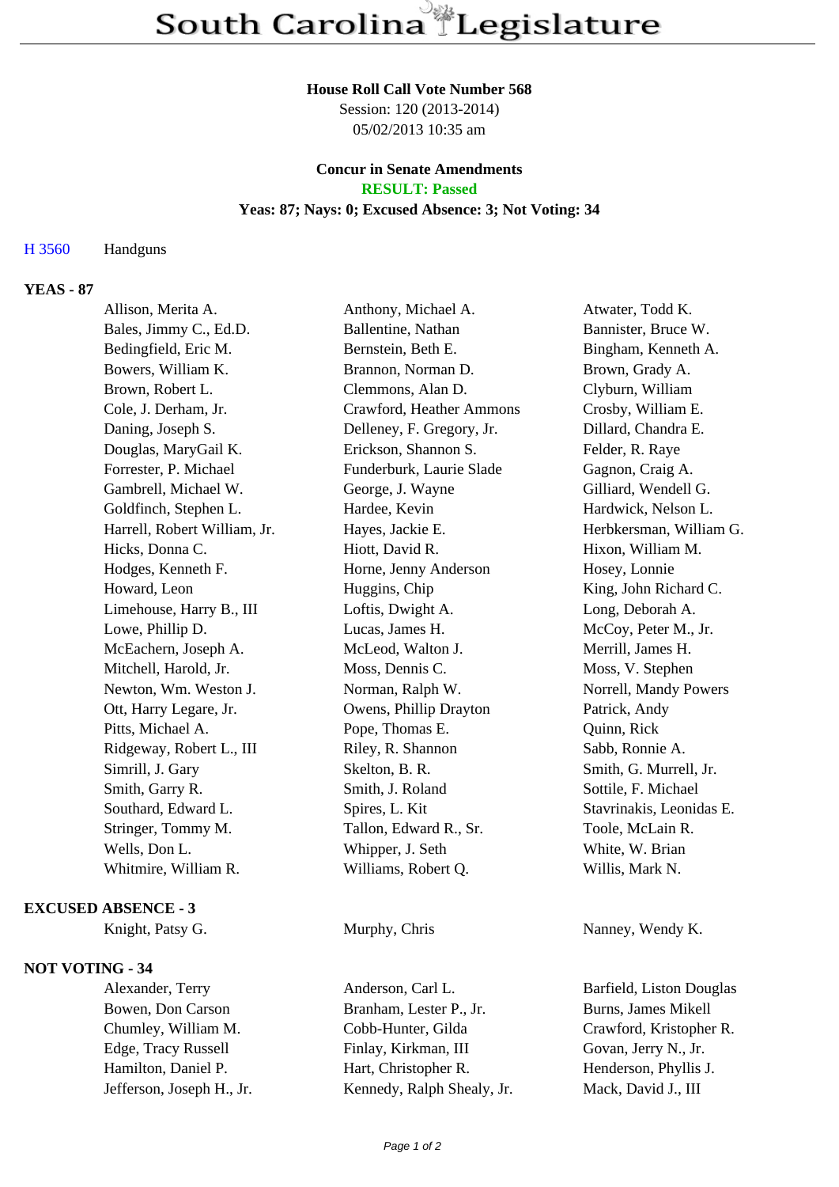# South Carolina Legislature

**House Roll Call Vote Number 568**
Session: 120 (2013-2014)
05/02/2013 10:35 am

**Concur in Senate Amendments**
**RESULT: Passed**
**Yeas: 87; Nays: 0; Excused Absence: 3; Not Voting: 34**

H 3560 Handguns

**YEAS - 87**

| | | |
|---|---|---|
| Allison, Merita A. | Anthony, Michael A. | Atwater, Todd K. |
| Bales, Jimmy C., Ed.D. | Ballentine, Nathan | Bannister, Bruce W. |
| Bedingfield, Eric M. | Bernstein, Beth E. | Bingham, Kenneth A. |
| Bowers, William K. | Brannon, Norman D. | Brown, Grady A. |
| Brown, Robert L. | Clemmons, Alan D. | Clyburn, William |
| Cole, J. Derham, Jr. | Crawford, Heather Ammons | Crosby, William E. |
| Daning, Joseph S. | Delleney, F. Gregory, Jr. | Dillard, Chandra E. |
| Douglas, MaryGail K. | Erickson, Shannon S. | Felder, R. Raye |
| Forrester, P. Michael | Funderburk, Laurie Slade | Gagnon, Craig A. |
| Gambrell, Michael W. | George, J. Wayne | Gilliard, Wendell G. |
| Goldfinch, Stephen L. | Hardee, Kevin | Hardwick, Nelson L. |
| Harrell, Robert William, Jr. | Hayes, Jackie E. | Herbkersman, William G. |
| Hicks, Donna C. | Hiott, David R. | Hixon, William M. |
| Hodges, Kenneth F. | Horne, Jenny Anderson | Hosey, Lonnie |
| Howard, Leon | Huggins, Chip | King, John Richard C. |
| Limehouse, Harry B., III | Loftis, Dwight A. | Long, Deborah A. |
| Lowe, Phillip D. | Lucas, James H. | McCoy, Peter M., Jr. |
| McEachern, Joseph A. | McLeod, Walton J. | Merrill, James H. |
| Mitchell, Harold, Jr. | Moss, Dennis C. | Moss, V. Stephen |
| Newton, Wm. Weston J. | Norman, Ralph W. | Norrell, Mandy Powers |
| Ott, Harry Legare, Jr. | Owens, Phillip Drayton | Patrick, Andy |
| Pitts, Michael A. | Pope, Thomas E. | Quinn, Rick |
| Ridgeway, Robert L., III | Riley, R. Shannon | Sabb, Ronnie A. |
| Simrill, J. Gary | Skelton, B. R. | Smith, G. Murrell, Jr. |
| Smith, Garry R. | Smith, J. Roland | Sottile, F. Michael |
| Southard, Edward L. | Spires, L. Kit | Stavrinakis, Leonidas E. |
| Stringer, Tommy M. | Tallon, Edward R., Sr. | Toole, McLain R. |
| Wells, Don L. | Whipper, J. Seth | White, W. Brian |
| Whitmire, William R. | Williams, Robert Q. | Willis, Mark N. |

**EXCUSED ABSENCE - 3**

| | | |
|---|---|---|
| Knight, Patsy G. | Murphy, Chris | Nanney, Wendy K. |

**NOT VOTING - 34**

| | | |
|---|---|---|
| Alexander, Terry | Anderson, Carl L. | Barfield, Liston Douglas |
| Bowen, Don Carson | Branham, Lester P., Jr. | Burns, James Mikell |
| Chumley, William M. | Cobb-Hunter, Gilda | Crawford, Kristopher R. |
| Edge, Tracy Russell | Finlay, Kirkman, III | Govan, Jerry N., Jr. |
| Hamilton, Daniel P. | Hart, Christopher R. | Henderson, Phyllis J. |
| Jefferson, Joseph H., Jr. | Kennedy, Ralph Shealy, Jr. | Mack, David J., III |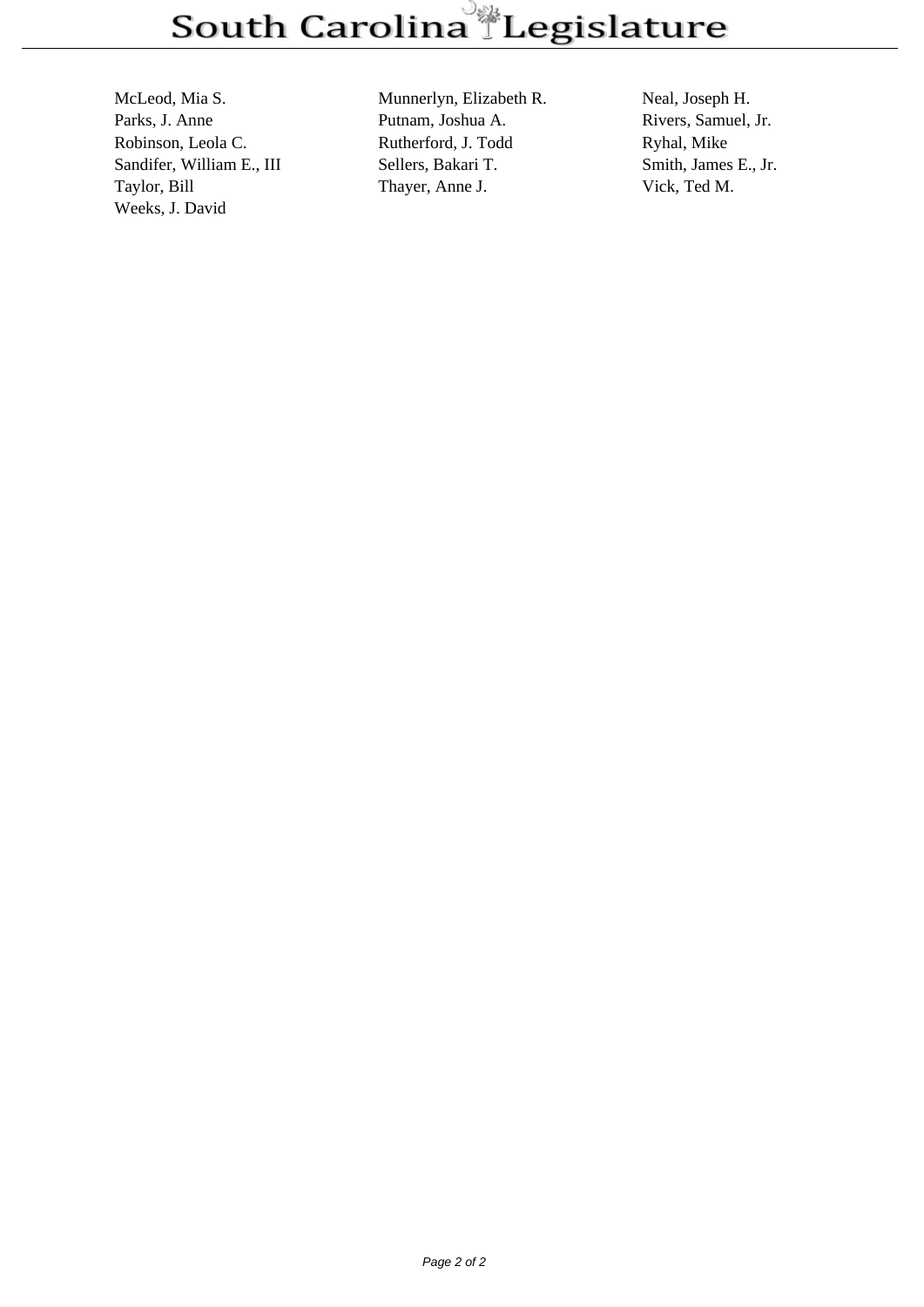McLeod, Mia S.
Munnerlyn, Elizabeth R.
Neal, Joseph H.
Parks, J. Anne
Putnam, Joshua A.
Rivers, Samuel, Jr.
Robinson, Leola C.
Rutherford, J. Todd
Ryhal, Mike
Sandifer, William E., III
Sellers, Bakari T.
Smith, James E., Jr.
Taylor, Bill
Thayer, Anne J.
Vick, Ted M.
Weeks, J. David